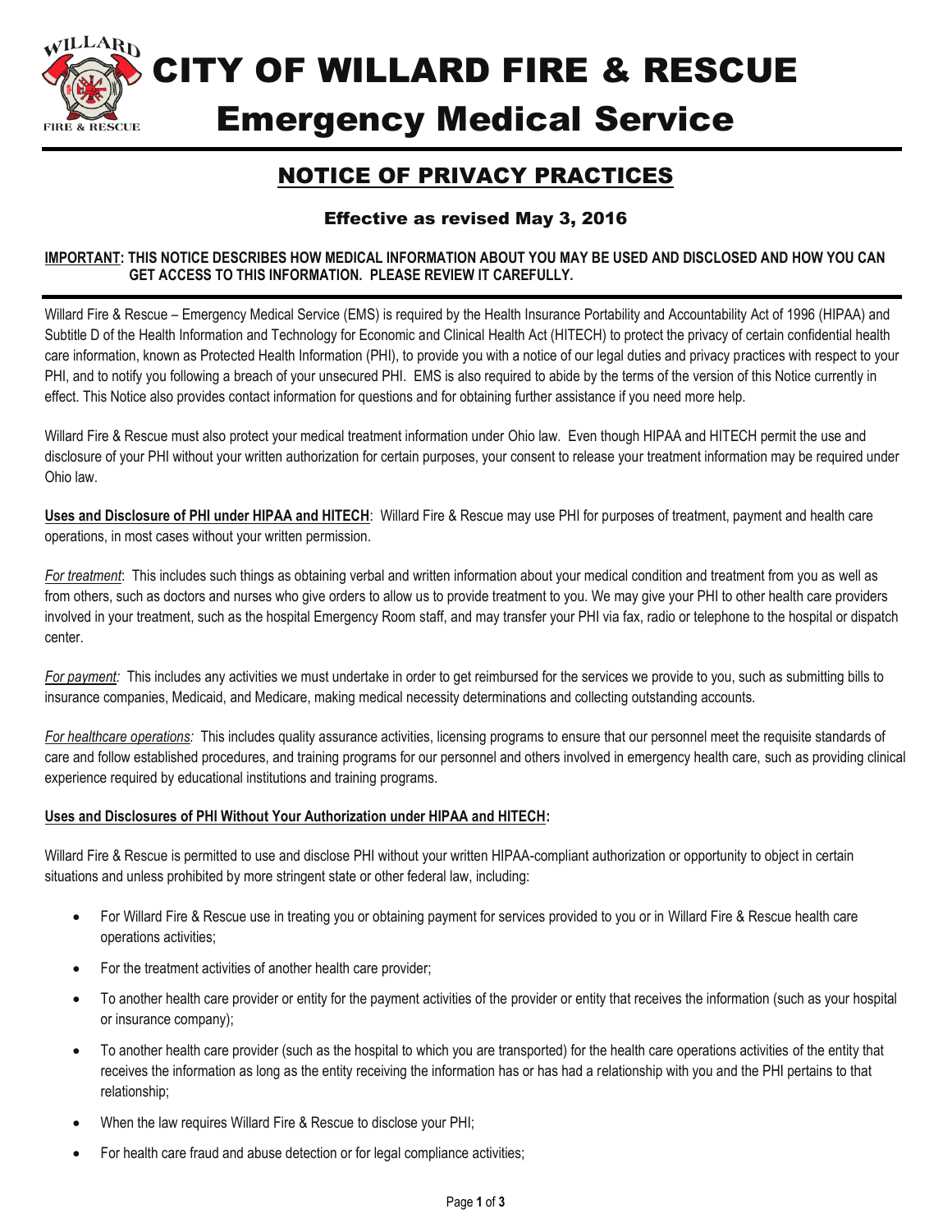# CITY OF WILLARD FIRE & RESCUE

# Emergency Medical Service

## NOTICE OF PRIVACY PRACTICES

### Effective as revised May 3, 2016

**<u>IMPORTANT</u>: THIS NOTICE DESCRIBES HOW MEDICAL INFORMATION ABOUT YOU MAY BE USED AND DISCLOSED AND HOW YOU CAN GET ACCESS TO THIS INFORMATION. PLEASE REVIEW IT CAREFULLY.**

Willard Fire & Rescue – Emergency Medical Service (EMS) is required by the Health Insurance Portability and Accountability Act of 1996 (HIPAA) and Subtitle D of the Health Information and Technology for Economic and Clinical Health Act (HITECH) to protect the privacy of certain confidential health care information, known as Protected Health Information (PHI), to provide you with a notice of our legal duties and privacy practices with respect to your PHI, and to notify you following a breach of your unsecured PHI. EMS is also required to abide by the terms of the version of this Notice currently in effect. This Notice also provides contact information for questions and for obtaining further assistance if you need more help.

Willard Fire & Rescue must also protect your medical treatment information under Ohio law. Even though HIPAA and HITECH permit the use and disclosure of your PHI without your written authorization for certain purposes, your consent to release your treatment information may be required under Ohio law.

**<u>Uses and Disclosure of PHI under HIPAA and HITECH</u>**: Willard Fire & Rescue may use PHI for purposes of treatment, payment and health care operations, in most cases without your written permission.

*<u>For treatment</u>*: This includes such things as obtaining verbal and written information about your medical condition and treatment from you as well as from others, such as doctors and nurses who give orders to allow us to provide treatment to you. We may give your PHI to other health care providers involved in your treatment, such as the hospital Emergency Room staff, and may transfer your PHI via fax, radio or telephone to the hospital or dispatch center.

*<u>For payment</u>:* This includes any activities we must undertake in order to get reimbursed for the services we provide to you, such as submitting bills to insurance companies, Medicaid, and Medicare, making medical necessity determinations and collecting outstanding accounts.

*<u>For healthcare operations</u>:* This includes quality assurance activities, licensing programs to ensure that our personnel meet the requisite standards of care and follow established procedures, and training programs for our personnel and others involved in emergency health care, such as providing clinical experience required by educational institutions and training programs.

**<u>Uses and Disclosures of PHI Without Your Authorization under HIPAA and HITECH</u>:**

Willard Fire & Rescue is permitted to use and disclose PHI without your written HIPAA-compliant authorization or opportunity to object in certain situations and unless prohibited by more stringent state or other federal law, including:

- For Willard Fire & Rescue use in treating you or obtaining payment for services provided to you or in Willard Fire & Rescue health care operations activities;
- For the treatment activities of another health care provider;
- To another health care provider or entity for the payment activities of the provider or entity that receives the information (such as your hospital or insurance company);
- To another health care provider (such as the hospital to which you are transported) for the health care operations activities of the entity that receives the information as long as the entity receiving the information has or has had a relationship with you and the PHI pertains to that relationship;
- When the law requires Willard Fire & Rescue to disclose your PHI;
- For health care fraud and abuse detection or for legal compliance activities;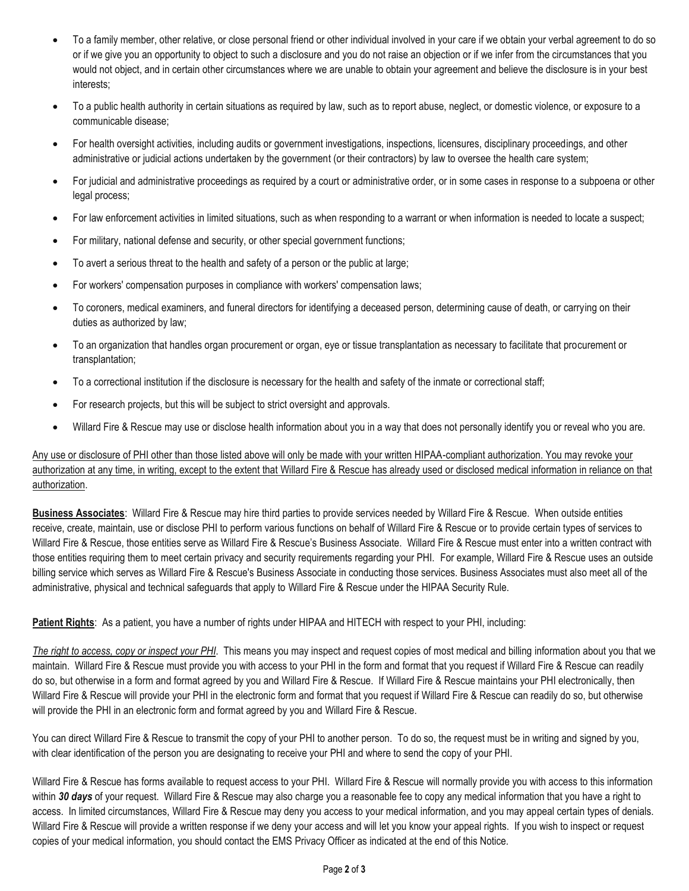- To a family member, other relative, or close personal friend or other individual involved in your care if we obtain your verbal agreement to do so or if we give you an opportunity to object to such a disclosure and you do not raise an objection or if we infer from the circumstances that you would not object, and in certain other circumstances where we are unable to obtain your agreement and believe the disclosure is in your best interests;
- To a public health authority in certain situations as required by law, such as to report abuse, neglect, or domestic violence, or exposure to a communicable disease;
- For health oversight activities, including audits or government investigations, inspections, licensures, disciplinary proceedings, and other administrative or judicial actions undertaken by the government (or their contractors) by law to oversee the health care system;
- For judicial and administrative proceedings as required by a court or administrative order, or in some cases in response to a subpoena or other legal process;
- For law enforcement activities in limited situations, such as when responding to a warrant or when information is needed to locate a suspect;
- For military, national defense and security, or other special government functions;
- To avert a serious threat to the health and safety of a person or the public at large;
- For workers' compensation purposes in compliance with workers' compensation laws;
- To coroners, medical examiners, and funeral directors for identifying a deceased person, determining cause of death, or carrying on their duties as authorized by law;
- To an organization that handles organ procurement or organ, eye or tissue transplantation as necessary to facilitate that procurement or transplantation;
- To a correctional institution if the disclosure is necessary for the health and safety of the inmate or correctional staff;
- For research projects, but this will be subject to strict oversight and approvals.
- Willard Fire & Rescue may use or disclose health information about you in a way that does not personally identify you or reveal who you are.

<u>Any use or disclosure of PHI other than those listed above will only be made with your written HIPAA-compliant authorization. You may revoke your authorization at any time, in writing, except to the extent that Willard Fire & Rescue has already used or disclosed medical information in reliance on that authorization</u>.

**<u>Business Associates</u>**: Willard Fire & Rescue may hire third parties to provide services needed by Willard Fire & Rescue. When outside entities receive, create, maintain, use or disclose PHI to perform various functions on behalf of Willard Fire & Rescue or to provide certain types of services to Willard Fire & Rescue, those entities serve as Willard Fire & Rescue's Business Associate. Willard Fire & Rescue must enter into a written contract with those entities requiring them to meet certain privacy and security requirements regarding your PHI. For example, Willard Fire & Rescue uses an outside billing service which serves as Willard Fire & Rescue's Business Associate in conducting those services. Business Associates must also meet all of the administrative, physical and technical safeguards that apply to Willard Fire & Rescue under the HIPAA Security Rule.

**<u>Patient Rights</u>**: As a patient, you have a number of rights under HIPAA and HITECH with respect to your PHI, including:

*<u>The right to access, copy or inspect your PHI</u>*. This means you may inspect and request copies of most medical and billing information about you that we maintain. Willard Fire & Rescue must provide you with access to your PHI in the form and format that you request if Willard Fire & Rescue can readily do so, but otherwise in a form and format agreed by you and Willard Fire & Rescue. If Willard Fire & Rescue maintains your PHI electronically, then Willard Fire & Rescue will provide your PHI in the electronic form and format that you request if Willard Fire & Rescue can readily do so, but otherwise will provide the PHI in an electronic form and format agreed by you and Willard Fire & Rescue.

You can direct Willard Fire & Rescue to transmit the copy of your PHI to another person. To do so, the request must be in writing and signed by you, with clear identification of the person you are designating to receive your PHI and where to send the copy of your PHI.

Willard Fire & Rescue has forms available to request access to your PHI. Willard Fire & Rescue will normally provide you with access to this information within ***30 days*** of your request. Willard Fire & Rescue may also charge you a reasonable fee to copy any medical information that you have a right to access. In limited circumstances, Willard Fire & Rescue may deny you access to your medical information, and you may appeal certain types of denials. Willard Fire & Rescue will provide a written response if we deny your access and will let you know your appeal rights. If you wish to inspect or request copies of your medical information, you should contact the EMS Privacy Officer as indicated at the end of this Notice.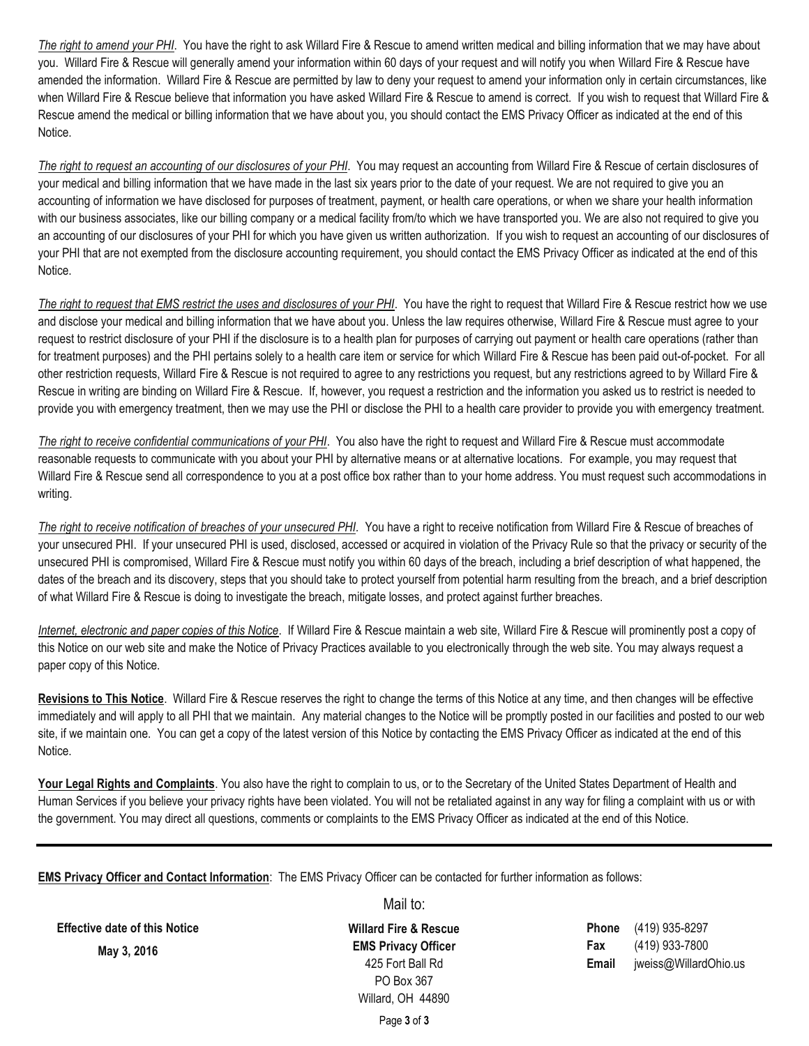*The right to amend your PHI*. You have the right to ask Willard Fire & Rescue to amend written medical and billing information that we may have about you. Willard Fire & Rescue will generally amend your information within 60 days of your request and will notify you when Willard Fire & Rescue have amended the information. Willard Fire & Rescue are permitted by law to deny your request to amend your information only in certain circumstances, like when Willard Fire & Rescue believe that information you have asked Willard Fire & Rescue to amend is correct. If you wish to request that Willard Fire & Rescue amend the medical or billing information that we have about you, you should contact the EMS Privacy Officer as indicated at the end of this Notice.

*The right to request an accounting of our disclosures of your PHI*. You may request an accounting from Willard Fire & Rescue of certain disclosures of your medical and billing information that we have made in the last six years prior to the date of your request. We are not required to give you an accounting of information we have disclosed for purposes of treatment, payment, or health care operations, or when we share your health information with our business associates, like our billing company or a medical facility from/to which we have transported you. We are also not required to give you an accounting of our disclosures of your PHI for which you have given us written authorization. If you wish to request an accounting of our disclosures of your PHI that are not exempted from the disclosure accounting requirement, you should contact the EMS Privacy Officer as indicated at the end of this Notice.

*The right to request that EMS restrict the uses and disclosures of your PHI*. You have the right to request that Willard Fire & Rescue restrict how we use and disclose your medical and billing information that we have about you. Unless the law requires otherwise, Willard Fire & Rescue must agree to your request to restrict disclosure of your PHI if the disclosure is to a health plan for purposes of carrying out payment or health care operations (rather than for treatment purposes) and the PHI pertains solely to a health care item or service for which Willard Fire & Rescue has been paid out-of-pocket. For all other restriction requests, Willard Fire & Rescue is not required to agree to any restrictions you request, but any restrictions agreed to by Willard Fire & Rescue in writing are binding on Willard Fire & Rescue. If, however, you request a restriction and the information you asked us to restrict is needed to provide you with emergency treatment, then we may use the PHI or disclose the PHI to a health care provider to provide you with emergency treatment.

*The right to receive confidential communications of your PHI*. You also have the right to request and Willard Fire & Rescue must accommodate reasonable requests to communicate with you about your PHI by alternative means or at alternative locations. For example, you may request that Willard Fire & Rescue send all correspondence to you at a post office box rather than to your home address. You must request such accommodations in writing.

*The right to receive notification of breaches of your unsecured PHI*. You have a right to receive notification from Willard Fire & Rescue of breaches of your unsecured PHI. If your unsecured PHI is used, disclosed, accessed or acquired in violation of the Privacy Rule so that the privacy or security of the unsecured PHI is compromised, Willard Fire & Rescue must notify you within 60 days of the breach, including a brief description of what happened, the dates of the breach and its discovery, steps that you should take to protect yourself from potential harm resulting from the breach, and a brief description of what Willard Fire & Rescue is doing to investigate the breach, mitigate losses, and protect against further breaches.

*Internet, electronic and paper copies of this Notice*. If Willard Fire & Rescue maintain a web site, Willard Fire & Rescue will prominently post a copy of this Notice on our web site and make the Notice of Privacy Practices available to you electronically through the web site. You may always request a paper copy of this Notice.

**Revisions to This Notice**. Willard Fire & Rescue reserves the right to change the terms of this Notice at any time, and then changes will be effective immediately and will apply to all PHI that we maintain. Any material changes to the Notice will be promptly posted in our facilities and posted to our web site, if we maintain one. You can get a copy of the latest version of this Notice by contacting the EMS Privacy Officer as indicated at the end of this Notice.

**Your Legal Rights and Complaints**. You also have the right to complain to us, or to the Secretary of the United States Department of Health and Human Services if you believe your privacy rights have been violated. You will not be retaliated against in any way for filing a complaint with us or with the government. You may direct all questions, comments or complaints to the EMS Privacy Officer as indicated at the end of this Notice.

---

**EMS Privacy Officer and Contact Information**: The EMS Privacy Officer can be contacted for further information as follows:

**Effective date of this Notice**

**May 3, 2016**

Mail to:

**Willard Fire & Rescue**
**EMS Privacy Officer**
425 Fort Ball Rd
PO Box 367
Willard, OH 44890

**Phone** (419) 935-8297
**Fax** (419) 933-7800
**Email** jweiss@WillardOhio.us